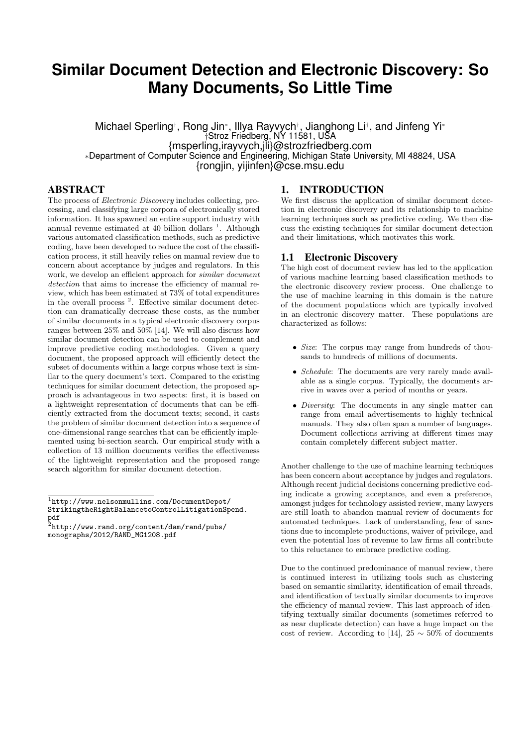# Similar Document Detection and Electronic Discovery: So Many Documents, So Little Time

Michael Sperling[†], Rong Jin[*], Illya Rayvych[†], Jianghong Li[†], and Jinfeng Yi[*]

[†]Stroz Friedberg, NY 11581, USA

{msperling,irayvych,jli}@strozfriedberg.com

[*]Department of Computer Science and Engineering, Michigan State University, MI 48824, USA

{rongjin, yijinfen}@cse.msu.edu

## ABSTRACT

The process of *Electronic Discovery* includes collecting, processing, and classifying large corpora of electronically stored information. It has spawned an entire support industry with annual revenue estimated at 40 billion dollars [1]. Although various automated classification methods, such as predictive coding, have been developed to reduce the cost of the classification process, it still heavily relies on manual review due to concern about acceptance by judges and regulators. In this work, we develop an efficient approach for *similar document detection* that aims to increase the efficiency of manual review, which has been estimated at 73% of total expenditures in the overall process [2]. Effective similar document detection can dramatically decrease these costs, as the number of similar documents in a typical electronic discovery corpus ranges between 25% and 50% [14]. We will also discuss how similar document detection can be used to complement and improve predictive coding methodologies. Given a query document, the proposed approach will efficiently detect the subset of documents within a large corpus whose text is similar to the query document's text. Compared to the existing techniques for similar document detection, the proposed approach is advantageous in two aspects: first, it is based on a lightweight representation of documents that can be efficiently extracted from the document texts; second, it casts the problem of similar document detection into a sequence of one-dimensional range searches that can be efficiently implemented using bi-section search. Our empirical study with a collection of 13 million documents verifies the effectiveness of the lightweight representation and the proposed range search algorithm for similar document detection.

[1] http://www.nelsonmullins.com/DocumentDepot/StrikingtheRightBalancetoControlLitigationSpend.pdf

[2] http://www.rand.org/content/dam/rand/pubs/monographs/2012/RAND_MG1208.pdf

## 1. INTRODUCTION

We first discuss the application of similar document detection in electronic discovery and its relationship to machine learning techniques such as predictive coding. We then discuss the existing techniques for similar document detection and their limitations, which motivates this work.

### 1.1 Electronic Discovery

The high cost of document review has led to the application of various machine learning based classification methods to the electronic discovery review process. One challenge to the use of machine learning in this domain is the nature of the document populations which are typically involved in an electronic discovery matter. These populations are characterized as follows:

- *Size*: The corpus may range from hundreds of thousands to hundreds of millions of documents.
- *Schedule*: The documents are very rarely made available as a single corpus. Typically, the documents arrive in waves over a period of months or years.
- *Diversity*: The documents in any single matter can range from email advertisements to highly technical manuals. They also often span a number of languages. Document collections arriving at different times may contain completely different subject matter.

Another challenge to the use of machine learning techniques has been concern about acceptance by judges and regulators. Although recent judicial decisions concerning predictive coding indicate a growing acceptance, and even a preference, amongst judges for technology assisted review, many lawyers are still loath to abandon manual review of documents for automated techniques. Lack of understanding, fear of sanctions due to incomplete productions, waiver of privilege, and even the potential loss of revenue to law firms all contribute to this reluctance to embrace predictive coding.

Due to the continued predominance of manual review, there is continued interest in utilizing tools such as clustering based on semantic similarity, identification of email threads, and identification of textually similar documents to improve the efficiency of manual review. This last approach of identifying textually similar documents (sometimes referred to as near duplicate detection) can have a huge impact on the cost of review. According to [14], $25 \sim 50\%$ of documents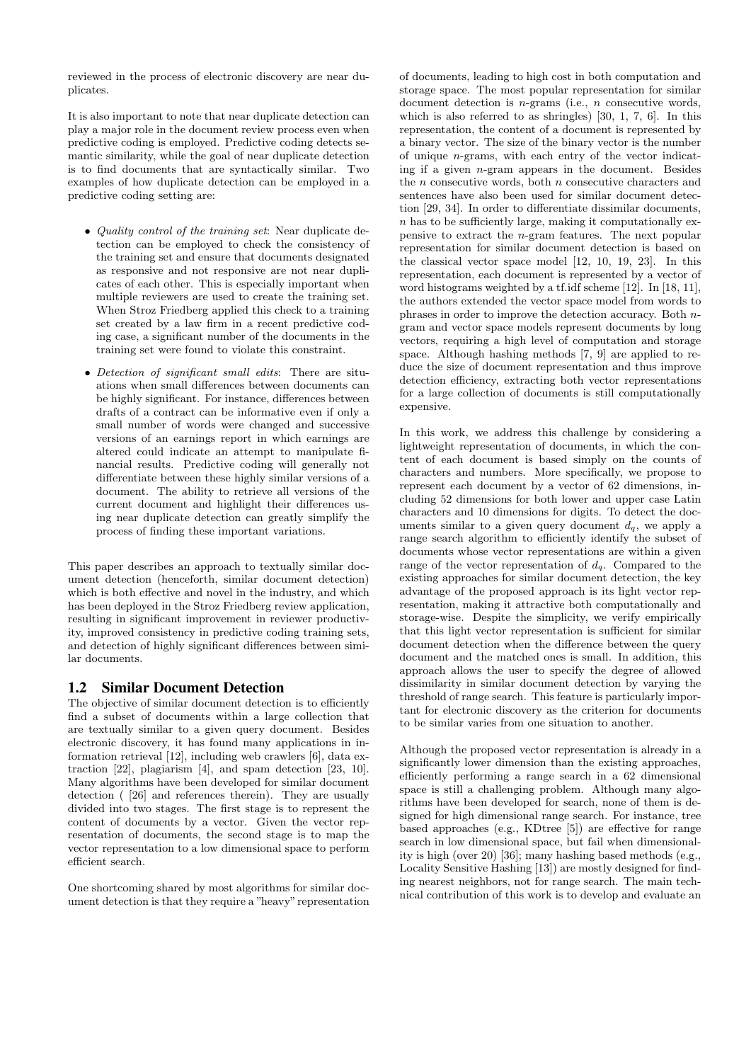reviewed in the process of electronic discovery are near duplicates.

It is also important to note that near duplicate detection can play a major role in the document review process even when predictive coding is employed. Predictive coding detects semantic similarity, while the goal of near duplicate detection is to find documents that are syntactically similar. Two examples of how duplicate detection can be employed in a predictive coding setting are:

- *Quality control of the training set*: Near duplicate detection can be employed to check the consistency of the training set and ensure that documents designated as responsive and not responsive are not near duplicates of each other. This is especially important when multiple reviewers are used to create the training set. When Stroz Friedberg applied this check to a training set created by a law firm in a recent predictive coding case, a significant number of the documents in the training set were found to violate this constraint.
- *Detection of significant small edits*: There are situations when small differences between documents can be highly significant. For instance, differences between drafts of a contract can be informative even if only a small number of words were changed and successive versions of an earnings report in which earnings are altered could indicate an attempt to manipulate financial results. Predictive coding will generally not differentiate between these highly similar versions of a document. The ability to retrieve all versions of the current document and highlight their differences using near duplicate detection can greatly simplify the process of finding these important variations.

This paper describes an approach to textually similar document detection (henceforth, similar document detection) which is both effective and novel in the industry, and which has been deployed in the Stroz Friedberg review application, resulting in significant improvement in reviewer productivity, improved consistency in predictive coding training sets, and detection of highly significant differences between similar documents.

## 1.2 Similar Document Detection

The objective of similar document detection is to efficiently find a subset of documents within a large collection that are textually similar to a given query document. Besides electronic discovery, it has found many applications in information retrieval [12], including web crawlers [6], data extraction [22], plagiarism [4], and spam detection [23, 10]. Many algorithms have been developed for similar document detection ( [26] and references therein). They are usually divided into two stages. The first stage is to represent the content of documents by a vector. Given the vector representation of documents, the second stage is to map the vector representation to a low dimensional space to perform efficient search.

One shortcoming shared by most algorithms for similar document detection is that they require a "heavy" representation of documents, leading to high cost in both computation and storage space. The most popular representation for similar document detection is $n$-grams (i.e., $n$ consecutive words, which is also referred to as shringles) [30, 1, 7, 6]. In this representation, the content of a document is represented by a binary vector. The size of the binary vector is the number of unique $n$-grams, with each entry of the vector indicating if a given $n$-gram appears in the document. Besides the $n$ consecutive words, both $n$ consecutive characters and sentences have also been used for similar document detection [29, 34]. In order to differentiate dissimilar documents, $n$ has to be sufficiently large, making it computationally expensive to extract the $n$-gram features. The next popular representation for similar document detection is based on the classical vector space model [12, 10, 19, 23]. In this representation, each document is represented by a vector of word histograms weighted by a tf.idf scheme [12]. In [18, 11], the authors extended the vector space model from words to phrases in order to improve the detection accuracy. Both $n$-gram and vector space models represent documents by long vectors, requiring a high level of computation and storage space. Although hashing methods [7, 9] are applied to reduce the size of document representation and thus improve detection efficiency, extracting both vector representations for a large collection of documents is still computationally expensive.

In this work, we address this challenge by considering a lightweight representation of documents, in which the content of each document is based simply on the counts of characters and numbers. More specifically, we propose to represent each document by a vector of 62 dimensions, including 52 dimensions for both lower and upper case Latin characters and 10 dimensions for digits. To detect the documents similar to a given query document $d_q$, we apply a range search algorithm to efficiently identify the subset of documents whose vector representations are within a given range of the vector representation of $d_q$. Compared to the existing approaches for similar document detection, the key advantage of the proposed approach is its light vector representation, making it attractive both computationally and storage-wise. Despite the simplicity, we verify empirically that this light vector representation is sufficient for similar document detection when the difference between the query document and the matched ones is small. In addition, this approach allows the user to specify the degree of allowed dissimilarity in similar document detection by varying the threshold of range search. This feature is particularly important for electronic discovery as the criterion for documents to be similar varies from one situation to another.

Although the proposed vector representation is already in a significantly lower dimension than the existing approaches, efficiently performing a range search in a 62 dimensional space is still a challenging problem. Although many algorithms have been developed for search, none of them is designed for high dimensional range search. For instance, tree based approaches (e.g., KDtree [5]) are effective for range search in low dimensional space, but fail when dimensionality is high (over 20) [36]; many hashing based methods (e.g., Locality Sensitive Hashing [13]) are mostly designed for finding nearest neighbors, not for range search. The main technical contribution of this work is to develop and evaluate an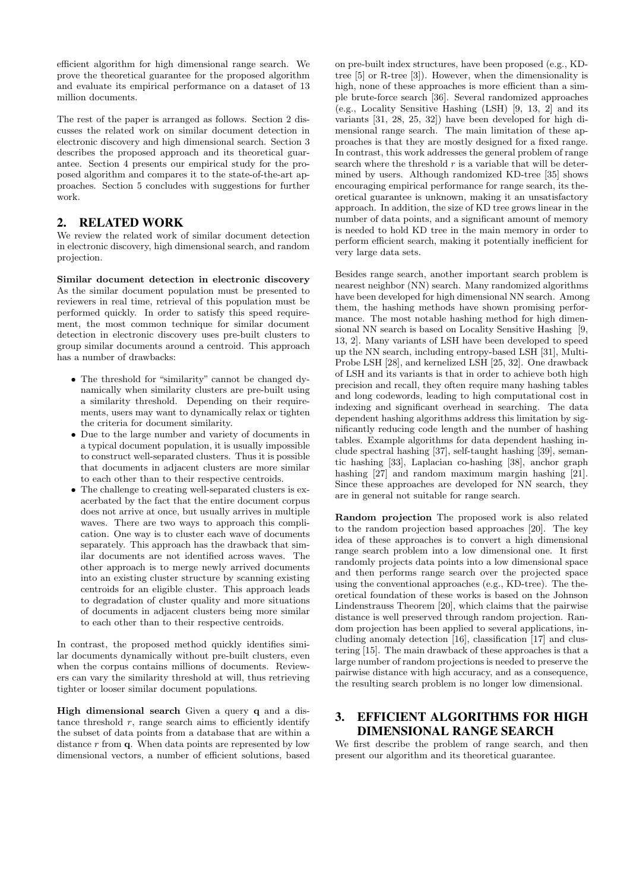efficient algorithm for high dimensional range search. We prove the theoretical guarantee for the proposed algorithm and evaluate its empirical performance on a dataset of 13 million documents.

The rest of the paper is arranged as follows. Section 2 discusses the related work on similar document detection in electronic discovery and high dimensional search. Section 3 describes the proposed approach and its theoretical guarantee. Section 4 presents our empirical study for the proposed algorithm and compares it to the state-of-the-art approaches. Section 5 concludes with suggestions for further work.

## 2. RELATED WORK

We review the related work of similar document detection in electronic discovery, high dimensional search, and random projection.

**Similar document detection in electronic discovery** As the similar document population must be presented to reviewers in real time, retrieval of this population must be performed quickly. In order to satisfy this speed requirement, the most common technique for similar document detection in electronic discovery uses pre-built clusters to group similar documents around a centroid. This approach has a number of drawbacks:

- The threshold for "similarity" cannot be changed dynamically when similarity clusters are pre-built using a similarity threshold. Depending on their requirements, users may want to dynamically relax or tighten the criteria for document similarity.
- Due to the large number and variety of documents in a typical document population, it is usually impossible to construct well-separated clusters. Thus it is possible that documents in adjacent clusters are more similar to each other than to their respective centroids.
- The challenge to creating well-separated clusters is exacerbated by the fact that the entire document corpus does not arrive at once, but usually arrives in multiple waves. There are two ways to approach this complication. One way is to cluster each wave of documents separately. This approach has the drawback that similar documents are not identified across waves. The other approach is to merge newly arrived documents into an existing cluster structure by scanning existing centroids for an eligible cluster. This approach leads to degradation of cluster quality and more situations of documents in adjacent clusters being more similar to each other than to their respective centroids.

In contrast, the proposed method quickly identifies similar documents dynamically without pre-built clusters, even when the corpus contains millions of documents. Reviewers can vary the similarity threshold at will, thus retrieving tighter or looser similar document populations.

**High dimensional search** Given a query $\mathbf{q}$ and a distance threshold $r$, range search aims to efficiently identify the subset of data points from a database that are within a distance $r$ from $\mathbf{q}$. When data points are represented by low dimensional vectors, a number of efficient solutions, based on pre-built index structures, have been proposed (e.g., KD-tree [5] or R-tree [3]). However, when the dimensionality is high, none of these approaches is more efficient than a simple brute-force search [36]. Several randomized approaches (e.g., Locality Sensitive Hashing (LSH) [9, 13, 2] and its variants [31, 28, 25, 32]) have been developed for high dimensional range search. The main limitation of these approaches is that they are mostly designed for a fixed range. In contrast, this work addresses the general problem of range search where the threshold $r$ is a variable that will be determined by users. Although randomized KD-tree [35] shows encouraging empirical performance for range search, its theoretical guarantee is unknown, making it an unsatisfactory approach. In addition, the size of KD tree grows linear in the number of data points, and a significant amount of memory is needed to hold KD tree in the main memory in order to perform efficient search, making it potentially inefficient for very large data sets.

Besides range search, another important search problem is nearest neighbor (NN) search. Many randomized algorithms have been developed for high dimensional NN search. Among them, the hashing methods have shown promising performance. The most notable hashing method for high dimensional NN search is based on Locality Sensitive Hashing [9, 13, 2]. Many variants of LSH have been developed to speed up the NN search, including entropy-based LSH [31], Multi-Probe LSH [28], and kernelized LSH [25, 32]. One drawback of LSH and its variants is that in order to achieve both high precision and recall, they often require many hashing tables and long codewords, leading to high computational cost in indexing and significant overhead in searching. The data dependent hashing algorithms address this limitation by significantly reducing code length and the number of hashing tables. Example algorithms for data dependent hashing include spectral hashing [37], self-taught hashing [39], semantic hashing [33], Laplacian co-hashing [38], anchor graph hashing [27] and random maximum margin hashing [21]. Since these approaches are developed for NN search, they are in general not suitable for range search.

**Random projection** The proposed work is also related to the random projection based approaches [20]. The key idea of these approaches is to convert a high dimensional range search problem into a low dimensional one. It first randomly projects data points into a low dimensional space and then performs range search over the projected space using the conventional approaches (e.g., KD-tree). The theoretical foundation of these works is based on the Johnson Lindenstrauss Theorem [20], which claims that the pairwise distance is well preserved through random projection. Random projection has been applied to several applications, including anomaly detection [16], classification [17] and clustering [15]. The main drawback of these approaches is that a large number of random projections is needed to preserve the pairwise distance with high accuracy, and as a consequence, the resulting search problem is no longer low dimensional.

## 3. EFFICIENT ALGORITHMS FOR HIGH DIMENSIONAL RANGE SEARCH

We first describe the problem of range search, and then present our algorithm and its theoretical guarantee.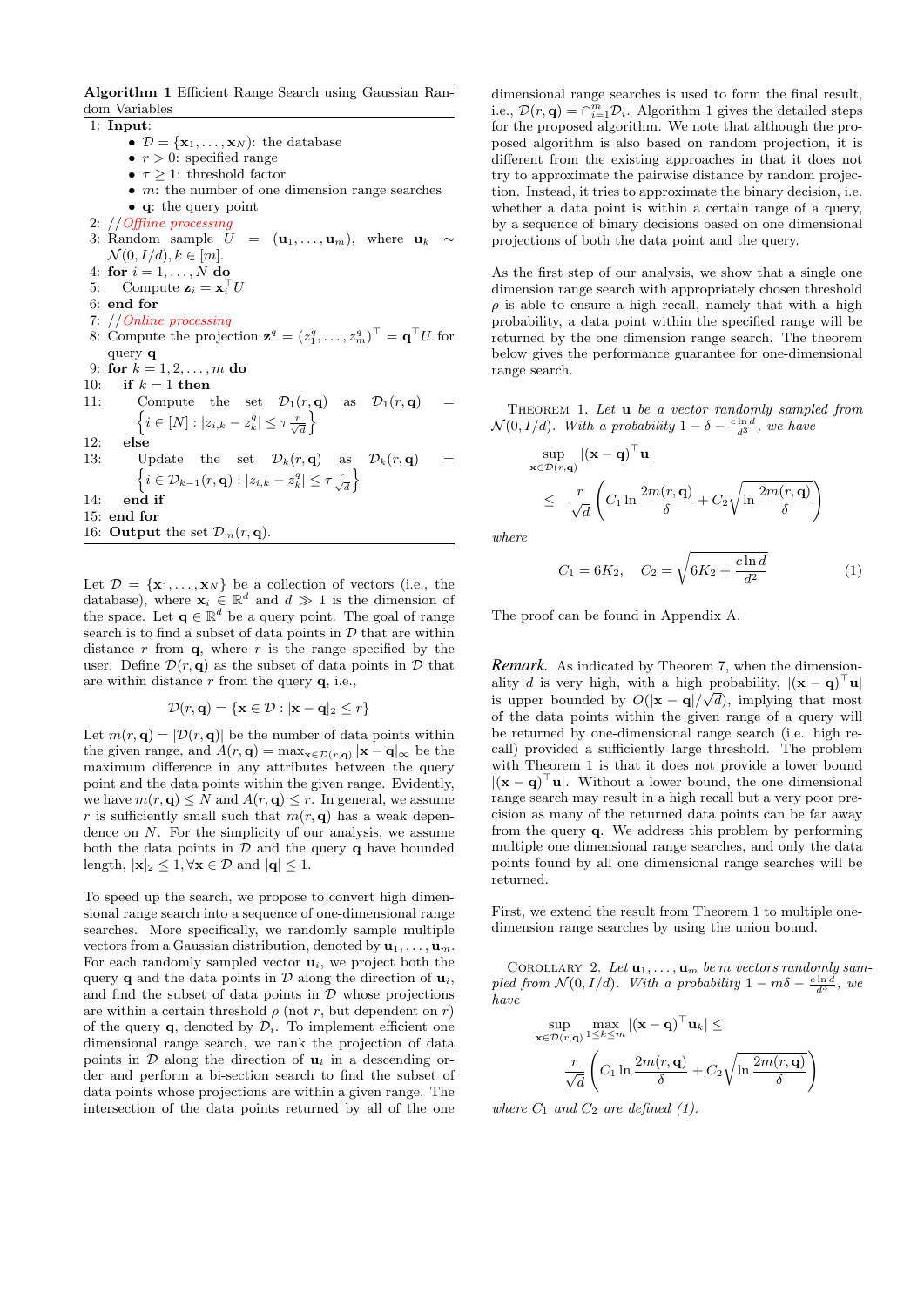**Algorithm 1** Efficient Range Search using Gaussian Random Variables

1: **Input**:
- $\mathcal{D} = \{\mathbf{x}_1, \ldots, \mathbf{x}_N\}$: the database
- $r > 0$: specified range
- $\tau \geq 1$: threshold factor
- $m$: the number of one dimension range searches
- $\mathbf{q}$: the query point

2: *//Offline processing*
3: Random sample $U = (\mathbf{u}_1, \ldots, \mathbf{u}_m)$, where $\mathbf{u}_k \sim \mathcal{N}(0, I/d), k \in [m]$.
4: **for** $i = 1, \ldots, N$ **do**
5: Compute $\mathbf{z}_i = \mathbf{x}_i^\top U$
6: **end for**
7: *//Online processing*
8: Compute the projection $\mathbf{z}^q = (z_1^q, \ldots, z_m^q)^\top = \mathbf{q}^\top U$ for query $\mathbf{q}$
9: **for** $k = 1, 2, \ldots, m$ **do**
10: **if** $k = 1$ **then**
11: Compute the set $\mathcal{D}_1(r, \mathbf{q})$ as $\mathcal{D}_1(r, \mathbf{q}) = \left\{ i \in [N] : |z_{i,k} - z_k^q| \leq \tau \frac{r}{\sqrt{d}} \right\}$
12: **else**
13: Update the set $\mathcal{D}_k(r, \mathbf{q})$ as $\mathcal{D}_k(r, \mathbf{q}) = \left\{ i \in \mathcal{D}_{k-1}(r, \mathbf{q}) : |z_{i,k} - z_k^q| \leq \tau \frac{r}{\sqrt{d}} \right\}$
14: **end if**
15: **end for**
16: **Output** the set $\mathcal{D}_m(r, \mathbf{q})$.

Let $\mathcal{D} = \{\mathbf{x}_1, \ldots, \mathbf{x}_N\}$ be a collection of vectors (i.e., the database), where $\mathbf{x}_i \in \mathbb{R}^d$ and $d \gg 1$ is the dimension of the space. Let $\mathbf{q} \in \mathbb{R}^d$ be a query point. The goal of range search is to find a subset of data points in $\mathcal{D}$ that are within distance $r$ from $\mathbf{q}$, where $r$ is the range specified by the user. Define $\mathcal{D}(r, \mathbf{q})$ as the subset of data points in $\mathcal{D}$ that are within distance $r$ from the query $\mathbf{q}$, i.e.,

$$\mathcal{D}(r, \mathbf{q}) = \{\mathbf{x} \in \mathcal{D} : |\mathbf{x} - \mathbf{q}|_2 \leq r\}$$

Let $m(r, \mathbf{q}) = |\mathcal{D}(r, \mathbf{q})|$ be the number of data points within the given range, and $A(r, \mathbf{q}) = \max_{\mathbf{x} \in \mathcal{D}(r,\mathbf{q})} |\mathbf{x} - \mathbf{q}|_\infty$ be the maximum difference in any attributes between the query point and the data points within the given range. Evidently, we have $m(r, \mathbf{q}) \leq N$ and $A(r, \mathbf{q}) \leq r$. In general, we assume $r$ is sufficiently small such that $m(r, \mathbf{q})$ has a weak dependence on $N$. For the simplicity of our analysis, we assume both the data points in $\mathcal{D}$ and the query $\mathbf{q}$ have bounded length, $|\mathbf{x}|_2 \leq 1, \forall \mathbf{x} \in \mathcal{D}$ and $|\mathbf{q}| \leq 1$.

To speed up the search, we propose to convert high dimensional range search into a sequence of one-dimensional range searches. More specifically, we randomly sample multiple vectors from a Gaussian distribution, denoted by $\mathbf{u}_1, \ldots, \mathbf{u}_m$. For each randomly sampled vector $\mathbf{u}_i$, we project both the query $\mathbf{q}$ and the data points in $\mathcal{D}$ along the direction of $\mathbf{u}_i$, and find the subset of data points in $\mathcal{D}$ whose projections are within a certain threshold $\rho$ (not $r$, but dependent on $r$) of the query $\mathbf{q}$, denoted by $\mathcal{D}_i$. To implement efficient one dimensional range search, we rank the projection of data points in $\mathcal{D}$ along the direction of $\mathbf{u}_i$ in a descending order and perform a bi-section search to find the subset of data points whose projections are within a given range. The intersection of the data points returned by all of the one dimensional range searches is used to form the final result, i.e., $\mathcal{D}(r, \mathbf{q}) = \cap_{i=1}^m \mathcal{D}_i$. Algorithm 1 gives the detailed steps for the proposed algorithm. We note that although the proposed algorithm is also based on random projection, it is different from the existing approaches in that it does not try to approximate the pairwise distance by random projection. Instead, it tries to approximate the binary decision, i.e. whether a data point is within a certain range of a query, by a sequence of binary decisions based on one dimensional projections of both the data point and the query.

As the first step of our analysis, we show that a single one dimension range search with appropriately chosen threshold $\rho$ is able to ensure a high recall, namely that with a high probability, a data point within the specified range will be returned by the one dimension range search. The theorem below gives the performance guarantee for one-dimensional range search.

THEOREM 1. *Let $\mathbf{u}$ be a vector randomly sampled from $\mathcal{N}(0, I/d)$. With a probability $1 - \delta - \frac{c \ln d}{d^3}$, we have*

$$\sup_{\mathbf{x} \in \mathcal{D}(r,\mathbf{q})} |(\mathbf{x} - \mathbf{q})^\top \mathbf{u}| \leq \frac{r}{\sqrt{d}} \left( C_1 \ln \frac{2m(r, \mathbf{q})}{\delta} + C_2 \sqrt{\ln \frac{2m(r, \mathbf{q})}{\delta}} \right)$$

*where*

$$C_1 = 6K_2, \quad C_2 = \sqrt{6K_2 + \frac{c \ln d}{d^2}} \tag{1}$$

The proof can be found in Appendix A.

*Remark.* As indicated by Theorem 7, when the dimensionality $d$ is very high, with a high probability, $|(\mathbf{x} - \mathbf{q})^\top \mathbf{u}|$ is upper bounded by $O(|\mathbf{x} - \mathbf{q}|/\sqrt{d})$, implying that most of the data points within the given range of a query will be returned by one-dimensional range search (i.e. high recall) provided a sufficiently large threshold. The problem with Theorem 1 is that it does not provide a lower bound $|(\mathbf{x} - \mathbf{q})^\top \mathbf{u}|$. Without a lower bound, the one dimensional range search may result in a high recall but a very poor precision as many of the returned data points can be far away from the query $\mathbf{q}$. We address this problem by performing multiple one dimensional range searches, and only the data points found by all one dimensional range searches will be returned.

First, we extend the result from Theorem 1 to multiple one-dimension range searches by using the union bound.

COROLLARY 2. *Let $\mathbf{u}_1, \ldots, \mathbf{u}_m$ be $m$ vectors randomly sampled from $\mathcal{N}(0, I/d)$. With a probability $1 - m\delta - \frac{c \ln d}{d^3}$, we have*

$$\sup_{\mathbf{x} \in \mathcal{D}(r,\mathbf{q})} \max_{1 \leq k \leq m} |(\mathbf{x} - \mathbf{q})^\top \mathbf{u}_k| \leq \frac{r}{\sqrt{d}} \left( C_1 \ln \frac{2m(r, \mathbf{q})}{\delta} + C_2 \sqrt{\ln \frac{2m(r, \mathbf{q})}{\delta}} \right)$$

*where $C_1$ and $C_2$ are defined (1).*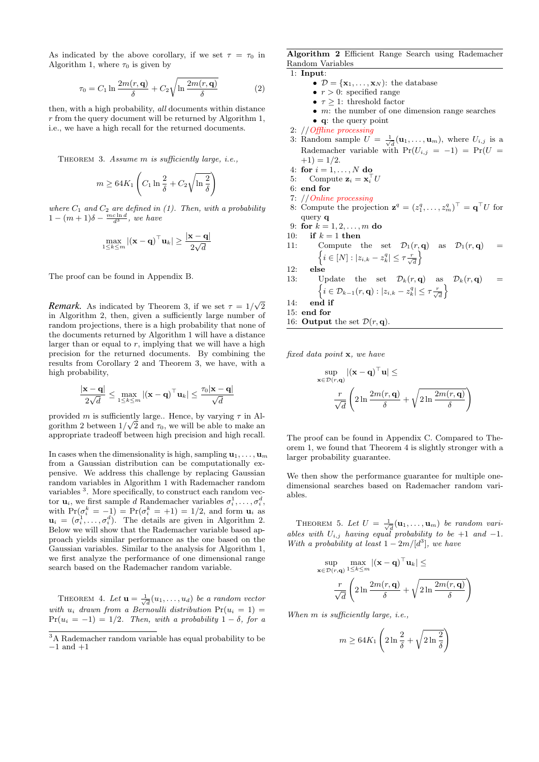As indicated by the above corollary, if we set $\tau = \tau_0$ in Algorithm 1, where $\tau_0$ is given by

$$\tau_0 = C_1 \ln \frac{2m(r, \mathbf{q})}{\delta} + C_2 \sqrt{\ln \frac{2m(r, \mathbf{q})}{\delta}} \qquad (2)$$

then, with a high probability, *all* documents within distance $r$ from the query document will be returned by Algorithm 1, i.e., we have a high recall for the returned documents.

THEOREM 3. *Assume $m$ is sufficiently large, i.e.,*

$$m \geq 64K_1 \left( C_1 \ln \frac{2}{\delta} + C_2 \sqrt{\ln \frac{2}{\delta}} \right)$$

*where $C_1$ and $C_2$ are defined in (1). Then, with a probability $1 - (m+1)\delta - \frac{mc \ln d}{d^3}$, we have*

$$\max_{1 \leq k \leq m} |(\mathbf{x} - \mathbf{q})^\top \mathbf{u}_k| \geq \frac{|\mathbf{x} - \mathbf{q}|}{2\sqrt{d}}$$

The proof can be found in Appendix B.

***Remark.*** As indicated by Theorem 3, if we set $\tau = 1/\sqrt{2}$ in Algorithm 2, then, given a sufficiently large number of random projections, there is a high probability that none of the documents returned by Algorithm 1 will have a distance larger than or equal to $r$, implying that we will have a high precision for the returned documents. By combining the results from Corollary 2 and Theorem 3, we have, with a high probability,

$$\frac{|\mathbf{x} - \mathbf{q}|}{2\sqrt{d}} \leq \max_{1 \leq k \leq m} |(\mathbf{x} - \mathbf{q})^\top \mathbf{u}_k| \leq \frac{\tau_0 |\mathbf{x} - \mathbf{q}|}{\sqrt{d}}$$

provided $m$ is sufficiently large.. Hence, by varying $\tau$ in Algorithm 2 between $1/\sqrt{2}$ and $\tau_0$, we will be able to make an appropriate tradeoff between high precision and high recall.

In cases when the dimensionality is high, sampling $\mathbf{u}_1, \ldots, \mathbf{u}_m$ from a Gaussian distribution can be computationally expensive. We address this challenge by replacing Gaussian random variables in Algorithm 1 with Rademacher random variables [3]. More specifically, to construct each random vector $\mathbf{u}_i$, we first sample $d$ Randemacher variables $\sigma_i^1, \ldots, \sigma_i^d$, with $\Pr(\sigma_i^k = -1) = \Pr(\sigma_i^k = +1) = 1/2$, and form $\mathbf{u}_i$ as $\mathbf{u}_i = (\sigma_i^1, \ldots, \sigma_i^d)$. The details are given in Algorithm 2. Below we will show that the Rademacher variable based approach yields similar performance as the one based on the Gaussian variables. Similar to the analysis for Algorithm 1, we first analyze the performance of one dimensional range search based on the Rademacher random variable.

THEOREM 4. *Let $\mathbf{u} = \frac{1}{\sqrt{d}}(u_1, \ldots, u_d)$ be a random vector with $u_i$ drawn from a Bernoulli distribution $\Pr(u_i = 1) = \Pr(u_i = -1) = 1/2$. Then, with a probability $1 - \delta$, for a fixed data point $\mathbf{x}$, we have*

$$\sup_{\mathbf{x} \in \mathcal{D}(r, \mathbf{q})} |(\mathbf{x} - \mathbf{q})^\top \mathbf{u}| \leq \frac{r}{\sqrt{d}} \left( 2 \ln \frac{2m(r, \mathbf{q})}{\delta} + \sqrt{2 \ln \frac{2m(r, \mathbf{q})}{\delta}} \right)$$

The proof can be found in Appendix C. Compared to Theorem 1, we found that Theorem 4 is slightly stronger with a larger probability guarantee.

We then show the performance guarantee for multiple one-dimensional searches based on Rademacher random variables.

THEOREM 5. *Let $U = \frac{1}{\sqrt{d}}(\mathbf{u}_1, \ldots, \mathbf{u}_m)$ be random variables with $U_{i,j}$ having equal probability to be $+1$ and $-1$. With a probability at least $1 - 2m/[d^3]$, we have*

$$\sup_{\mathbf{x} \in \mathcal{D}(r, \mathbf{q})} \max_{1 \leq k \leq m} |(\mathbf{x} - \mathbf{q})^\top \mathbf{u}_k| \leq \frac{r}{\sqrt{d}} \left( 2 \ln \frac{2m(r, \mathbf{q})}{\delta} + \sqrt{2 \ln \frac{2m(r, \mathbf{q})}{\delta}} \right)$$

*When $m$ is sufficiently large, i.e.,*

$$m \geq 64K_1 \left( 2 \ln \frac{2}{\delta} + \sqrt{2 \ln \frac{2}{\delta}} \right)$$

---

**Algorithm 2** Efficient Range Search using Rademacher Random Variables

1: **Input**:
- $\mathcal{D} = \{\mathbf{x}_1, \ldots, \mathbf{x}_N\}$: the database
- $r > 0$: specified range
- $\tau \geq 1$: threshold factor
- $m$: the number of one dimension range searches
- $\mathbf{q}$: the query point

2: *//Offline processing*
3: Random sample $U = \frac{1}{\sqrt{d}}(\mathbf{u}_1, \ldots, \mathbf{u}_m)$, where $U_{i,j}$ is a Rademacher variable with $\Pr(U_{i,j} = -1) = \Pr(U = +1) = 1/2$.
4: **for** $i = 1, \ldots, N$ **do**
5: &nbsp;&nbsp;&nbsp;&nbsp;Compute $\mathbf{z}_i = \mathbf{x}_i^\top U$
6: **end for**
7: *//Online processing*
8: Compute the projection $\mathbf{z}^q = (z_1^q, \ldots, z_m^q)^\top = \mathbf{q}^\top U$ for query $\mathbf{q}$
9: **for** $k = 1, 2, \ldots, m$ **do**
10: &nbsp;&nbsp;&nbsp;&nbsp;**if** $k = 1$ **then**
11: &nbsp;&nbsp;&nbsp;&nbsp;&nbsp;&nbsp;&nbsp;&nbsp;Compute the set $\mathcal{D}_1(r, \mathbf{q})$ as $\mathcal{D}_1(r, \mathbf{q}) = \left\{ i \in [N] : |z_{i,k} - z_k^q| \leq \tau \frac{r}{\sqrt{d}} \right\}$
12: &nbsp;&nbsp;&nbsp;&nbsp;**else**
13: &nbsp;&nbsp;&nbsp;&nbsp;&nbsp;&nbsp;&nbsp;&nbsp;Update the set $\mathcal{D}_k(r, \mathbf{q})$ as $\mathcal{D}_k(r, \mathbf{q}) = \left\{ i \in \mathcal{D}_{k-1}(r, \mathbf{q}) : |z_{i,k} - z_k^q| \leq \tau \frac{r}{\sqrt{d}} \right\}$
14: &nbsp;&nbsp;&nbsp;&nbsp;**end if**
15: **end for**
16: **Output** the set $\mathcal{D}(r, \mathbf{q})$.

---

[3] A Rademacher random variable has equal probability to be $-1$ and $+1$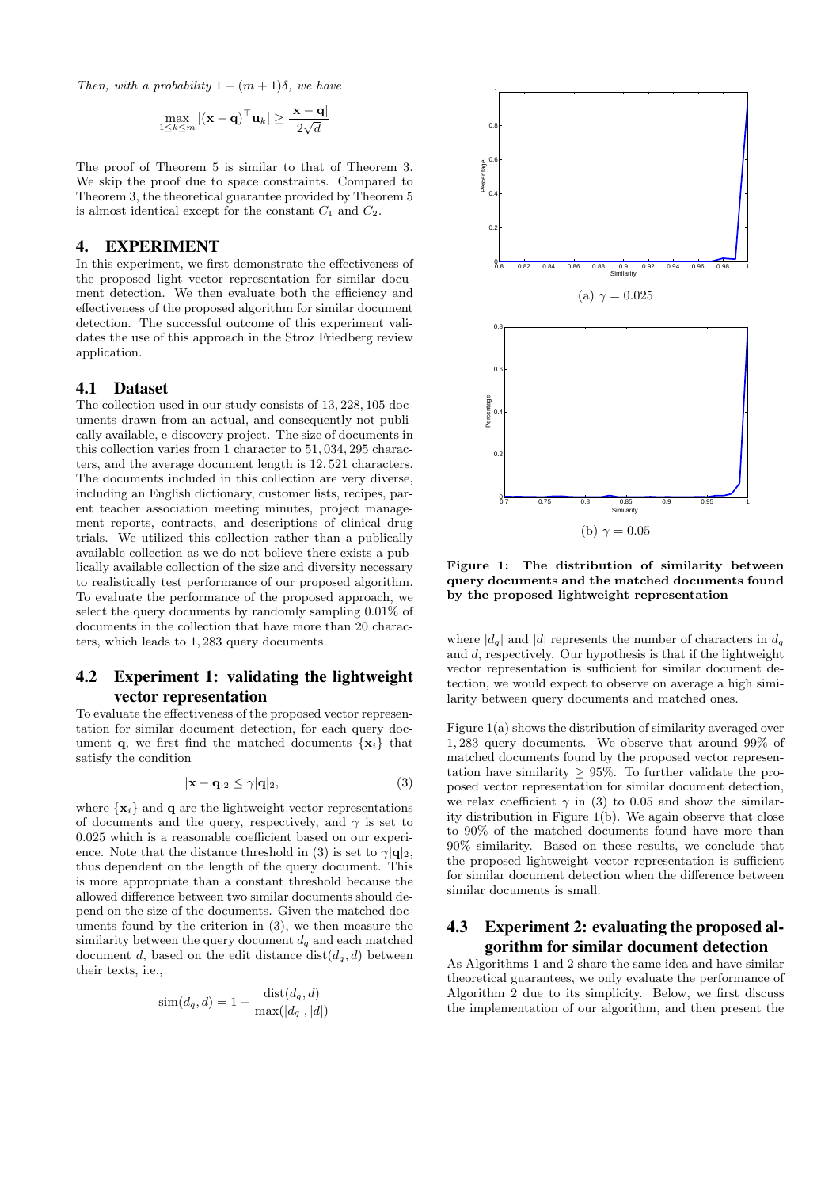*Then, with a probability $1-(m+1)\delta$, we have*

$$\max_{1 \le k \le m} |(\mathbf{x}-\mathbf{q})^\top \mathbf{u}_k| \ge \frac{|\mathbf{x}-\mathbf{q}|}{2\sqrt{d}}$$

The proof of Theorem 5 is similar to that of Theorem 3. We skip the proof due to space constraints. Compared to Theorem 3, the theoretical guarantee provided by Theorem 5 is almost identical except for the constant $C_1$ and $C_2$.

# 4. EXPERIMENT

In this experiment, we first demonstrate the effectiveness of the proposed light vector representation for similar document detection. We then evaluate both the efficiency and effectiveness of the proposed algorithm for similar document detection. The successful outcome of this experiment validates the use of this approach in the Stroz Friedberg review application.

## 4.1 Dataset

The collection used in our study consists of 13,228,105 documents drawn from an actual, and consequently not publically available, e-discovery project. The size of documents in this collection varies from 1 character to 51,034,295 characters, and the average document length is 12,521 characters. The documents included in this collection are very diverse, including an English dictionary, customer lists, recipes, parent teacher association meeting minutes, project management reports, contracts, and descriptions of clinical drug trials. We utilized this collection rather than a publically available collection as we do not believe there exists a publically available collection of the size and diversity necessary to realistically test performance of our proposed algorithm. To evaluate the performance of the proposed approach, we select the query documents by randomly sampling 0.01% of documents in the collection that have more than 20 characters, which leads to 1,283 query documents.

## 4.2 Experiment 1: validating the lightweight vector representation

To evaluate the effectiveness of the proposed vector representation for similar document detection, for each query document $\mathbf{q}$, we first find the matched documents $\{\mathbf{x}_i\}$ that satisfy the condition

$$|\mathbf{x}-\mathbf{q}|_2 \le \gamma |\mathbf{q}|_2, \tag{3}$$

where $\{\mathbf{x}_i\}$ and $\mathbf{q}$ are the lightweight vector representations of documents and the query, respectively, and $\gamma$ is set to 0.025 which is a reasonable coefficient based on our experience. Note that the distance threshold in (3) is set to $\gamma|\mathbf{q}|_2$, thus dependent on the length of the query document. This is more appropriate than a constant threshold because the allowed difference between two similar documents should depend on the size of the documents. Given the matched documents found by the criterion in (3), we then measure the similarity between the query document $d_q$ and each matched document $d$, based on the edit distance $\text{dist}(d_q, d)$ between their texts, i.e.,

$$\text{sim}(d_q, d) = 1 - \frac{\text{dist}(d_q, d)}{\max(|d_q|, |d|)}$$

where $|d_q|$ and $|d|$ represents the number of characters in $d_q$ and $d$, respectively. Our hypothesis is that if the lightweight vector representation is sufficient for similar document detection, we would expect to observe on average a high similarity between query documents and matched ones.

(a) $\gamma = 0.025$

(b) $\gamma = 0.05$

**Figure 1: The distribution of similarity between query documents and the matched documents found by the proposed lightweight representation**

Figure 1(a) shows the distribution of similarity averaged over 1,283 query documents. We observe that around 99% of matched documents found by the proposed vector representation have similarity $\ge 95\%$. To further validate the proposed vector representation for similar document detection, we relax coefficient $\gamma$ in (3) to 0.05 and show the similarity distribution in Figure 1(b). We again observe that close to 90% of the matched documents found have more than 90% similarity. Based on these results, we conclude that the proposed lightweight vector representation is sufficient for similar document detection when the difference between similar documents is small.

## 4.3 Experiment 2: evaluating the proposed algorithm for similar document detection

As Algorithms 1 and 2 share the same idea and have similar theoretical guarantees, we only evaluate the performance of Algorithm 2 due to its simplicity. Below, we first discuss the implementation of our algorithm, and then present the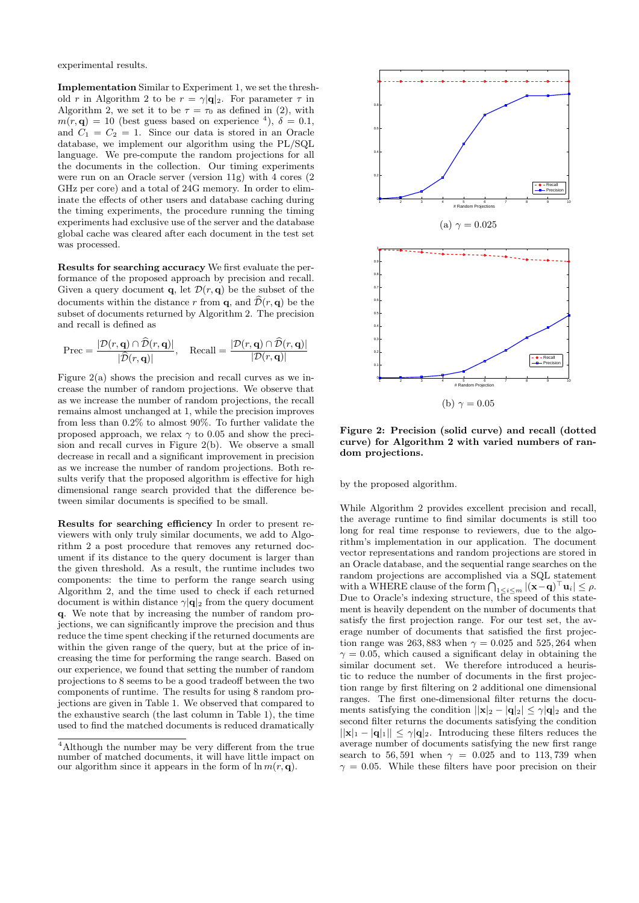experimental results.

**Implementation** Similar to Experiment 1, we set the threshold $r$ in Algorithm 2 to be $r = \gamma|\mathbf{q}|_2$. For parameter $\tau$ in Algorithm 2, we set it to be $\tau = \tau_0$ as defined in (2), with $m(r, \mathbf{q}) = 10$ (best guess based on experience [4]), $\delta = 0.1$, and $C_1 = C_2 = 1$. Since our data is stored in an Oracle database, we implement our algorithm using the PL/SQL language. We pre-compute the random projections for all the documents in the collection. Our timing experiments were run on an Oracle server (version 11g) with 4 cores (2 GHz per core) and a total of 24G memory. In order to eliminate the effects of other users and database caching during the timing experiments, the procedure running the timing experiments had exclusive use of the server and the database global cache was cleared after each document in the test set was processed.

**Results for searching accuracy** We first evaluate the performance of the proposed approach by precision and recall. Given a query document $\mathbf{q}$, let $\mathcal{D}(r, \mathbf{q})$ be the subset of the documents within the distance $r$ from $\mathbf{q}$, and $\widehat{\mathcal{D}}(r, \mathbf{q})$ be the subset of documents returned by Algorithm 2. The precision and recall is defined as

$$\text{Prec} = \frac{|\mathcal{D}(r, \mathbf{q}) \cap \widehat{\mathcal{D}}(r, \mathbf{q})|}{|\widehat{\mathcal{D}}(r, \mathbf{q})|}, \quad \text{Recall} = \frac{|\mathcal{D}(r, \mathbf{q}) \cap \widehat{\mathcal{D}}(r, \mathbf{q})|}{|\mathcal{D}(r, \mathbf{q})|}$$

Figure 2(a) shows the precision and recall curves as we increase the number of random projections. We observe that as we increase the number of random projections, the recall remains almost unchanged at 1, while the precision improves from less than 0.2% to almost 90%. To further validate the proposed approach, we relax $\gamma$ to 0.05 and show the precision and recall curves in Figure 2(b). We observe a small decrease in recall and a significant improvement in precision as we increase the number of random projections. Both results verify that the proposed algorithm is effective for high dimensional range search provided that the difference between similar documents is specified to be small.

**Results for searching efficiency** In order to present reviewers with only truly similar documents, we add to Algorithm 2 a post procedure that removes any returned document if its distance to the query document is larger than the given threshold. As a result, the runtime includes two components: the time to perform the range search using Algorithm 2, and the time used to check if each returned document is within distance $\gamma|\mathbf{q}|_2$ from the query document $\mathbf{q}$. We note that by increasing the number of random projections, we can significantly improve the precision and thus reduce the time spent checking if the returned documents are within the given range of the query, but at the price of increasing the time for performing the range search. Based on our experience, we found that setting the number of random projections to 8 seems to be a good tradeoff between the two components of runtime. The results for using 8 random projections are given in Table 1. We observed that compared to the exhaustive search (the last column in Table 1), the time used to find the matched documents is reduced dramatically by the proposed algorithm.

[4]Although the number may be very different from the true number of matched documents, it will have little impact on our algorithm since it appears in the form of $\ln m(r, \mathbf{q})$.

(a) $\gamma = 0.025$

(b) $\gamma = 0.05$

**Figure 2: Precision (solid curve) and recall (dotted curve) for Algorithm 2 with varied numbers of random projections.**

While Algorithm 2 provides excellent precision and recall, the average runtime to find similar documents is still too long for real time response to reviewers, due to the algorithm's implementation in our application. The document vector representations and random projections are stored in an Oracle database, and the sequential range searches on the random projections are accomplished via a SQL statement with a WHERE clause of the form $\bigcap_{1 \le i \le m} |(\mathbf{x} - \mathbf{q})^\top \mathbf{u}_i| \le \rho$. Due to Oracle's indexing structure, the speed of this statement is heavily dependent on the number of documents that satisfy the first projection range. For our test set, the average number of documents that satisfied the first projection range was 263,883 when $\gamma = 0.025$ and 525,264 when $\gamma = 0.05$, which caused a significant delay in obtaining the similar document set. We therefore introduced a heuristic to reduce the number of documents in the first projection range by first filtering on 2 additional one dimensional ranges. The first one-dimensional filter returns the documents satisfying the condition $||\mathbf{x}|_2 - |\mathbf{q}|_2| \le \gamma|\mathbf{q}|_2$ and the second filter returns the documents satisfying the condition $||\mathbf{x}|_1 - |\mathbf{q}|_1| \le \gamma|\mathbf{q}|_2$. Introducing these filters reduces the average number of documents satisfying the new first range search to 56,591 when $\gamma = 0.025$ and to 113,739 when $\gamma = 0.05$. While these filters have poor precision on their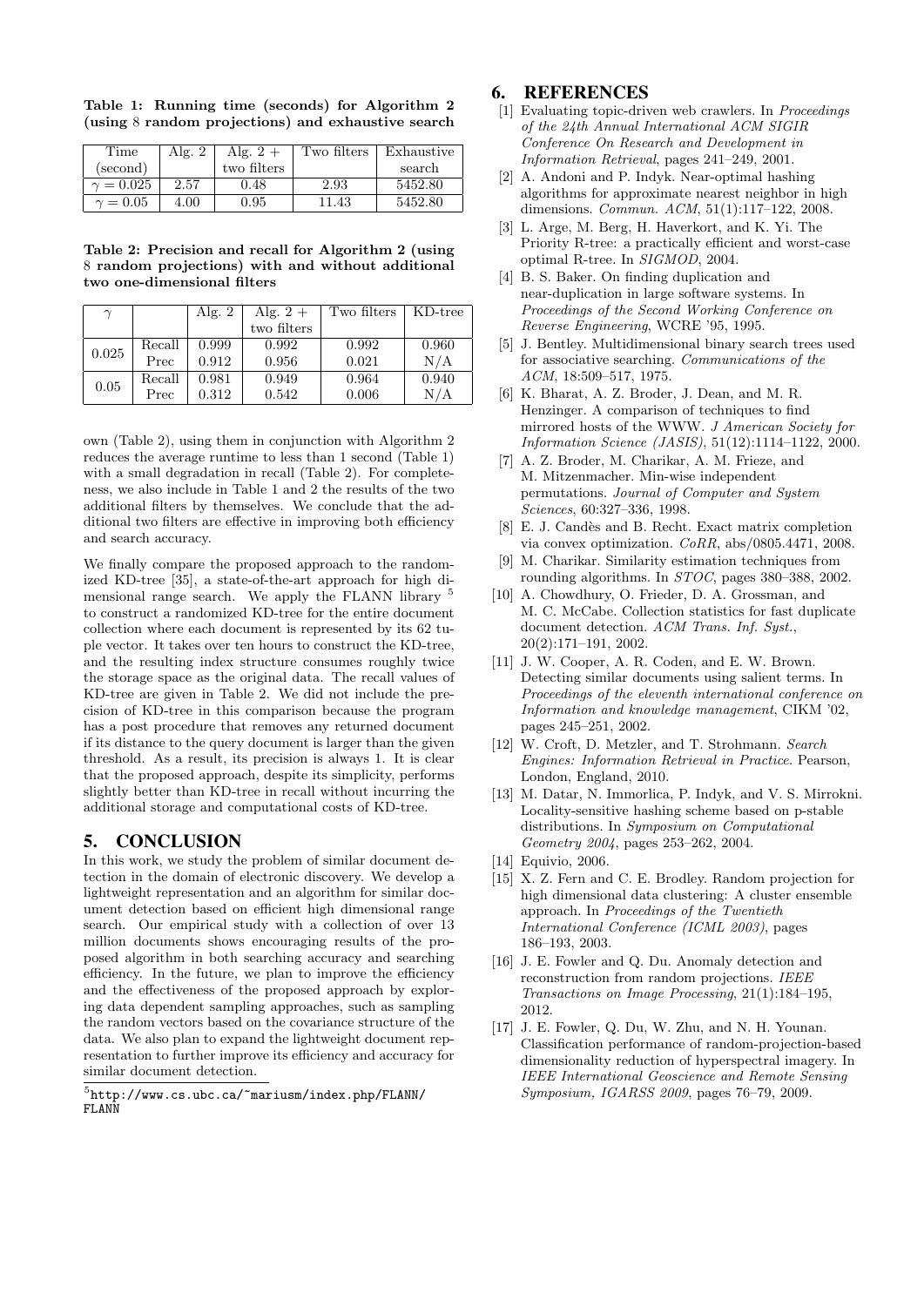**Table 1: Running time (seconds) for Algorithm 2 (using 8 random projections) and exhaustive search**

| Time (second) | Alg. 2 | Alg. 2 + two filters | Two filters | Exhaustive search |
|---|---|---|---|---|
| $\gamma = 0.025$ | 2.57 | 0.48 | 2.93 | 5452.80 |
| $\gamma = 0.05$ | 4.00 | 0.95 | 11.43 | 5452.80 |

**Table 2: Precision and recall for Algorithm 2 (using 8 random projections) with and without additional two one-dimensional filters**

| $\gamma$ | | Alg. 2 | Alg. 2 + two filters | Two filters | KD-tree |
|---|---|---|---|---|---|
| 0.025 | Recall | 0.999 | 0.992 | 0.992 | 0.960 |
| | Prec | 0.912 | 0.956 | 0.021 | N/A |
| 0.05 | Recall | 0.981 | 0.949 | 0.964 | 0.940 |
| | Prec | 0.312 | 0.542 | 0.006 | N/A |

own (Table 2), using them in conjunction with Algorithm 2 reduces the average runtime to less than 1 second (Table 1) with a small degradation in recall (Table 2). For completeness, we also include in Table 1 and 2 the results of the two additional filters by themselves. We conclude that the additional two filters are effective in improving both efficiency and search accuracy.

We finally compare the proposed approach to the randomized KD-tree [35], a state-of-the-art approach for high dimensional range search. We apply the FLANN library [5] to construct a randomized KD-tree for the entire document collection where each document is represented by its 62 tuple vector. It takes over ten hours to construct the KD-tree, and the resulting index structure consumes roughly twice the storage space as the original data. The recall values of KD-tree are given in Table 2. We did not include the precision of KD-tree in this comparison because the program has a post procedure that removes any returned document if its distance to the query document is larger than the given threshold. As a result, its precision is always 1. It is clear that the proposed approach, despite its simplicity, performs slightly better than KD-tree in recall without incurring the additional storage and computational costs of KD-tree.

# 5. CONCLUSION

In this work, we study the problem of similar document detection in the domain of electronic discovery. We develop a lightweight representation and an algorithm for similar document detection based on efficient high dimensional range search. Our empirical study with a collection of over 13 million documents shows encouraging results of the proposed algorithm in both searching accuracy and searching efficiency. In the future, we plan to improve the efficiency and the effectiveness of the proposed approach by exploring data dependent sampling approaches, such as sampling the random vectors based on the covariance structure of the data. We also plan to expand the lightweight document representation to further improve its efficiency and accuracy for similar document detection.

[5] http://www.cs.ubc.ca/~mariusm/index.php/FLANN/FLANN

# 6. REFERENCES

[1] Evaluating topic-driven web crawlers. In *Proceedings of the 24th Annual International ACM SIGIR Conference On Research and Development in Information Retrieval*, pages 241–249, 2001.

[2] A. Andoni and P. Indyk. Near-optimal hashing algorithms for approximate nearest neighbor in high dimensions. *Commun. ACM*, 51(1):117–122, 2008.

[3] L. Arge, M. Berg, H. Haverkort, and K. Yi. The Priority R-tree: a practically efficient and worst-case optimal R-tree. In *SIGMOD*, 2004.

[4] B. S. Baker. On finding duplication and near-duplication in large software systems. In *Proceedings of the Second Working Conference on Reverse Engineering*, WCRE '95, 1995.

[5] J. Bentley. Multidimensional binary search trees used for associative searching. *Communications of the ACM*, 18:509–517, 1975.

[6] K. Bharat, A. Z. Broder, J. Dean, and M. R. Henzinger. A comparison of techniques to find mirrored hosts of the WWW. *J American Society for Information Science (JASIS)*, 51(12):1114–1122, 2000.

[7] A. Z. Broder, M. Charikar, A. M. Frieze, and M. Mitzenmacher. Min-wise independent permutations. *Journal of Computer and System Sciences*, 60:327–336, 1998.

[8] E. J. Candès and B. Recht. Exact matrix completion via convex optimization. *CoRR*, abs/0805.4471, 2008.

[9] M. Charikar. Similarity estimation techniques from rounding algorithms. In *STOC*, pages 380–388, 2002.

[10] A. Chowdhury, O. Frieder, D. A. Grossman, and M. C. McCabe. Collection statistics for fast duplicate document detection. *ACM Trans. Inf. Syst.*, 20(2):171–191, 2002.

[11] J. W. Cooper, A. R. Coden, and E. W. Brown. Detecting similar documents using salient terms. In *Proceedings of the eleventh international conference on Information and knowledge management*, CIKM '02, pages 245–251, 2002.

[12] W. Croft, D. Metzler, and T. Strohmann. *Search Engines: Information Retrieval in Practice*. Pearson, London, England, 2010.

[13] M. Datar, N. Immorlica, P. Indyk, and V. S. Mirrokni. Locality-sensitive hashing scheme based on p-stable distributions. In *Symposium on Computational Geometry 2004*, pages 253–262, 2004.

[14] Equivio, 2006.

[15] X. Z. Fern and C. E. Brodley. Random projection for high dimensional data clustering: A cluster ensemble approach. In *Proceedings of the Twentieth International Conference (ICML 2003)*, pages 186–193, 2003.

[16] J. E. Fowler and Q. Du. Anomaly detection and reconstruction from random projections. *IEEE Transactions on Image Processing*, 21(1):184–195, 2012.

[17] J. E. Fowler, Q. Du, W. Zhu, and N. H. Younan. Classification performance of random-projection-based dimensionality reduction of hyperspectral imagery. In *IEEE International Geoscience and Remote Sensing Symposium, IGARSS 2009*, pages 76–79, 2009.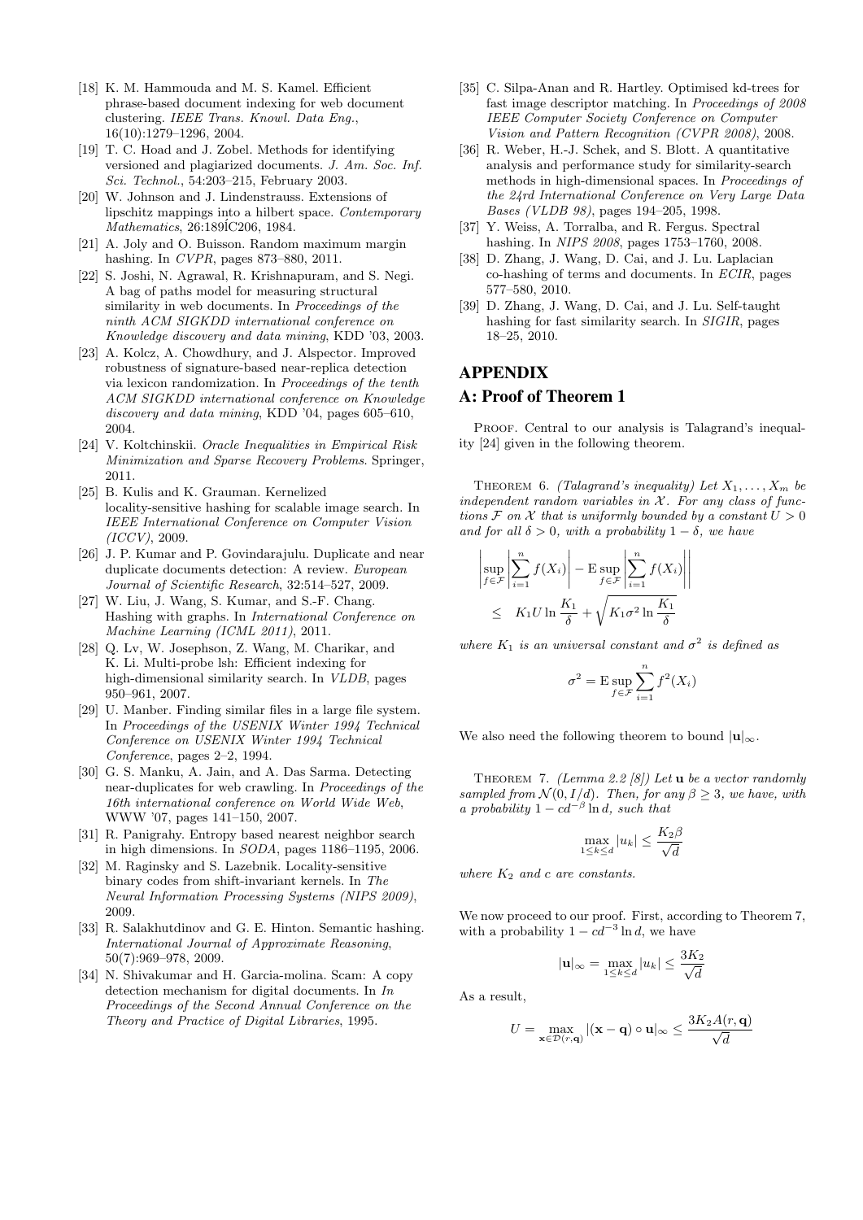[18] K. M. Hammouda and M. S. Kamel. Efficient phrase-based document indexing for web document clustering. *IEEE Trans. Knowl. Data Eng.*, 16(10):1279–1296, 2004.

[19] T. C. Hoad and J. Zobel. Methods for identifying versioned and plagiarized documents. *J. Am. Soc. Inf. Sci. Technol.*, 54:203–215, February 2003.

[20] W. Johnson and J. Lindenstrauss. Extensions of lipschitz mappings into a hilbert space. *Contemporary Mathematics*, 26:189ÎC206, 1984.

[21] A. Joly and O. Buisson. Random maximum margin hashing. In *CVPR*, pages 873–880, 2011.

[22] S. Joshi, N. Agrawal, R. Krishnapuram, and S. Negi. A bag of paths model for measuring structural similarity in web documents. In *Proceedings of the ninth ACM SIGKDD international conference on Knowledge discovery and data mining*, KDD '03, 2003.

[23] A. Kolcz, A. Chowdhury, and J. Alspector. Improved robustness of signature-based near-replica detection via lexicon randomization. In *Proceedings of the tenth ACM SIGKDD international conference on Knowledge discovery and data mining*, KDD '04, pages 605–610, 2004.

[24] V. Koltchinskii. *Oracle Inequalities in Empirical Risk Minimization and Sparse Recovery Problems.* Springer, 2011.

[25] B. Kulis and K. Grauman. Kernelized locality-sensitive hashing for scalable image search. In *IEEE International Conference on Computer Vision (ICCV)*, 2009.

[26] J. P. Kumar and P. Govindarajulu. Duplicate and near duplicate documents detection: A review. *European Journal of Scientific Research*, 32:514–527, 2009.

[27] W. Liu, J. Wang, S. Kumar, and S.-F. Chang. Hashing with graphs. In *International Conference on Machine Learning (ICML 2011)*, 2011.

[28] Q. Lv, W. Josephson, Z. Wang, M. Charikar, and K. Li. Multi-probe lsh: Efficient indexing for high-dimensional similarity search. In *VLDB*, pages 950–961, 2007.

[29] U. Manber. Finding similar files in a large file system. In *Proceedings of the USENIX Winter 1994 Technical Conference on USENIX Winter 1994 Technical Conference*, pages 2–2, 1994.

[30] G. S. Manku, A. Jain, and A. Das Sarma. Detecting near-duplicates for web crawling. In *Proceedings of the 16th international conference on World Wide Web*, WWW '07, pages 141–150, 2007.

[31] R. Panigrahy. Entropy based nearest neighbor search in high dimensions. In *SODA*, pages 1186–1195, 2006.

[32] M. Raginsky and S. Lazebnik. Locality-sensitive binary codes from shift-invariant kernels. In *The Neural Information Processing Systems (NIPS 2009)*, 2009.

[33] R. Salakhutdinov and G. E. Hinton. Semantic hashing. *International Journal of Approximate Reasoning*, 50(7):969–978, 2009.

[34] N. Shivakumar and H. Garcia-molina. Scam: A copy detection mechanism for digital documents. In *In Proceedings of the Second Annual Conference on the Theory and Practice of Digital Libraries*, 1995.

[35] C. Silpa-Anan and R. Hartley. Optimised kd-trees for fast image descriptor matching. In *Proceedings of 2008 IEEE Computer Society Conference on Computer Vision and Pattern Recognition (CVPR 2008)*, 2008.

[36] R. Weber, H.-J. Schek, and S. Blott. A quantitative analysis and performance study for similarity-search methods in high-dimensional spaces. In *Proceedings of the 24rd International Conference on Very Large Data Bases (VLDB 98)*, pages 194–205, 1998.

[37] Y. Weiss, A. Torralba, and R. Fergus. Spectral hashing. In *NIPS 2008*, pages 1753–1760, 2008.

[38] D. Zhang, J. Wang, D. Cai, and J. Lu. Laplacian co-hashing of terms and documents. In *ECIR*, pages 577–580, 2010.

[39] D. Zhang, J. Wang, D. Cai, and J. Lu. Self-taught hashing for fast similarity search. In *SIGIR*, pages 18–25, 2010.

# APPENDIX

## A: Proof of Theorem 1

PROOF. Central to our analysis is Talagrand's inequality [24] given in the following theorem.

THEOREM 6. *(Talagrand's inequality) Let $X_1, \ldots, X_m$ be independent random variables in $\mathcal{X}$. For any class of functions $\mathcal{F}$ on $\mathcal{X}$ that is uniformly bounded by a constant $U > 0$ and for all $\delta > 0$, with a probability $1 - \delta$, we have*

$$\left| \sup_{f \in \mathcal{F}} \left| \sum_{i=1}^{n} f(X_i) \right| - \mathrm{E} \sup_{f \in \mathcal{F}} \left| \sum_{i=1}^{n} f(X_i) \right| \right| \leq K_1 U \ln \frac{K_1}{\delta} + \sqrt{K_1 \sigma^2 \ln \frac{K_1}{\delta}}$$

*where $K_1$ is an universal constant and $\sigma^2$ is defined as*

$$\sigma^2 = \mathrm{E} \sup_{f \in \mathcal{F}} \sum_{i=1}^{n} f^2(X_i)$$

We also need the following theorem to bound $|\mathbf{u}|_\infty$.

THEOREM 7. *(Lemma 2.2 [8]) Let $\mathbf{u}$ be a vector randomly sampled from $\mathcal{N}(0, I/d)$. Then, for any $\beta \geq 3$, we have, with a probability $1 - cd^{-\beta} \ln d$, such that*

$$\max_{1 \leq k \leq d} |u_k| \leq \frac{K_2 \beta}{\sqrt{d}}$$

*where $K_2$ and $c$ are constants.*

We now proceed to our proof. First, according to Theorem 7, with a probability $1 - cd^{-3} \ln d$, we have

$$|\mathbf{u}|_\infty = \max_{1 \leq k \leq d} |u_k| \leq \frac{3K_2}{\sqrt{d}}$$

As a result,

$$U = \max_{\mathbf{x} \in \mathcal{D}(r, \mathbf{q})} |(\mathbf{x} - \mathbf{q}) \circ \mathbf{u}|_\infty \leq \frac{3K_2 A(r, \mathbf{q})}{\sqrt{d}}$$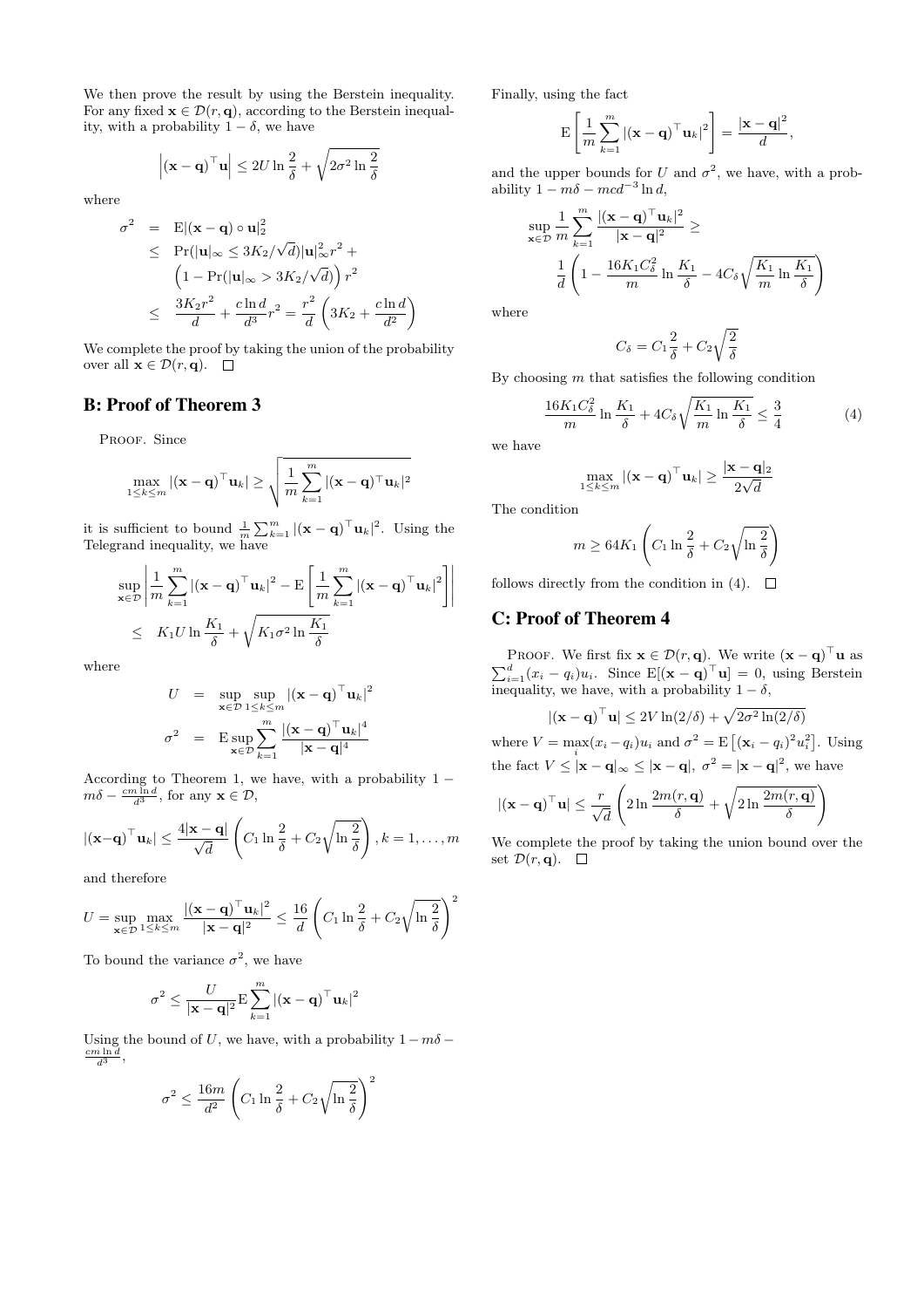We then prove the result by using the Berstein inequality. For any fixed $\mathbf{x} \in \mathcal{D}(r, \mathbf{q})$, according to the Berstein inequality, with a probability $1 - \delta$, we have

$$\left|(\mathbf{x} - \mathbf{q})^\top \mathbf{u}\right| \leq 2U \ln \frac{2}{\delta} + \sqrt{2\sigma^2 \ln \frac{2}{\delta}}$$

where

$$\begin{aligned}
\sigma^2 &= \mathrm{E}|(\mathbf{x} - \mathbf{q}) \circ \mathbf{u}|_2^2 \\
&\leq \Pr(|\mathbf{u}|_\infty \leq 3K_2/\sqrt{d})|\mathbf{u}|_\infty^2 r^2 + \\
&\quad \left(1 - \Pr(|\mathbf{u}|_\infty > 3K_2/\sqrt{d})\right) r^2 \\
&\leq \frac{3K_2 r^2}{d} + \frac{c \ln d}{d^3} r^2 = \frac{r^2}{d}\left(3K_2 + \frac{c \ln d}{d^2}\right)
\end{aligned}$$

We complete the proof by taking the union of the probability over all $\mathbf{x} \in \mathcal{D}(r, \mathbf{q})$. □

## B: Proof of Theorem 3

Proof. Since

$$\max_{1 \leq k \leq m} |(\mathbf{x} - \mathbf{q})^\top \mathbf{u}_k| \geq \sqrt{\frac{1}{m}\sum_{k=1}^m |(\mathbf{x} - \mathbf{q})^\top \mathbf{u}_k|^2}$$

it is sufficient to bound $\frac{1}{m}\sum_{k=1}^m |(\mathbf{x} - \mathbf{q})^\top \mathbf{u}_k|^2$. Using the Telegrand inequality, we have

$$\begin{aligned}
&\sup_{\mathbf{x} \in \mathcal{D}} \left|\frac{1}{m}\sum_{k=1}^m |(\mathbf{x} - \mathbf{q})^\top \mathbf{u}_k|^2 - \mathrm{E}\left[\frac{1}{m}\sum_{k=1}^m |(\mathbf{x} - \mathbf{q})^\top \mathbf{u}_k|^2\right]\right| \\
&\leq K_1 U \ln \frac{K_1}{\delta} + \sqrt{K_1 \sigma^2 \ln \frac{K_1}{\delta}}
\end{aligned}$$

where

$$\begin{aligned}
U &= \sup_{\mathbf{x} \in \mathcal{D}} \sup_{1 \leq k \leq m} |(\mathbf{x} - \mathbf{q})^\top \mathbf{u}_k|^2 \\
\sigma^2 &= \mathrm{E}\sup_{\mathbf{x} \in \mathcal{D}} \sum_{k=1}^m \frac{|(\mathbf{x} - \mathbf{q})^\top \mathbf{u}_k|^4}{|\mathbf{x} - \mathbf{q}|^4}
\end{aligned}$$

According to Theorem 1, we have, with a probability $1 - m\delta - \frac{cm \ln d}{d^3}$, for any $\mathbf{x} \in \mathcal{D}$,

$$|(\mathbf{x} - \mathbf{q})^\top \mathbf{u}_k| \leq \frac{4|\mathbf{x} - \mathbf{q}|}{\sqrt{d}}\left(C_1 \ln \frac{2}{\delta} + C_2\sqrt{\ln \frac{2}{\delta}}\right), k = 1, \ldots, m$$

and therefore

$$U = \sup_{\mathbf{x} \in \mathcal{D}} \max_{1 \leq k \leq m} \frac{|(\mathbf{x} - \mathbf{q})^\top \mathbf{u}_k|^2}{|\mathbf{x} - \mathbf{q}|^2} \leq \frac{16}{d}\left(C_1 \ln \frac{2}{\delta} + C_2\sqrt{\ln \frac{2}{\delta}}\right)^2$$

To bound the variance $\sigma^2$, we have

$$\sigma^2 \leq \frac{U}{|\mathbf{x} - \mathbf{q}|^2} \mathrm{E}\sum_{k=1}^m |(\mathbf{x} - \mathbf{q})^\top \mathbf{u}_k|^2$$

Using the bound of $U$, we have, with a probability $1 - m\delta - \frac{cm \ln d}{d^3}$,

$$\sigma^2 \leq \frac{16m}{d^2}\left(C_1 \ln \frac{2}{\delta} + C_2\sqrt{\ln \frac{2}{\delta}}\right)^2$$

Finally, using the fact

$$\mathrm{E}\left[\frac{1}{m}\sum_{k=1}^m |(\mathbf{x} - \mathbf{q})^\top \mathbf{u}_k|^2\right] = \frac{|\mathbf{x} - \mathbf{q}|^2}{d},$$

and the upper bounds for $U$ and $\sigma^2$, we have, with a probability $1 - m\delta - mcd^{-3}\ln d$,

$$\begin{aligned}
&\sup_{\mathbf{x} \in \mathcal{D}} \frac{1}{m}\sum_{k=1}^m \frac{|(\mathbf{x} - \mathbf{q})^\top \mathbf{u}_k|^2}{|\mathbf{x} - \mathbf{q}|^2} \geq \\
&\frac{1}{d}\left(1 - \frac{16K_1 C_\delta^2}{m} \ln \frac{K_1}{\delta} - 4C_\delta\sqrt{\frac{K_1}{m} \ln \frac{K_1}{\delta}}\right)
\end{aligned}$$

where

$$C_\delta = C_1 \frac{2}{\delta} + C_2\sqrt{\frac{2}{\delta}}$$

By choosing $m$ that satisfies the following condition

$$\frac{16K_1 C_\delta^2}{m} \ln \frac{K_1}{\delta} + 4C_\delta\sqrt{\frac{K_1}{m} \ln \frac{K_1}{\delta}} \leq \frac{3}{4} \tag{4}$$

we have

$$\max_{1 \leq k \leq m} |(\mathbf{x} - \mathbf{q})^\top \mathbf{u}_k| \geq \frac{|\mathbf{x} - \mathbf{q}|_2}{2\sqrt{d}}$$

The condition

$$m \geq 64K_1\left(C_1 \ln \frac{2}{\delta} + C_2\sqrt{\ln \frac{2}{\delta}}\right)$$

follows directly from the condition in (4). □

## C: Proof of Theorem 4

Proof. We first fix $\mathbf{x} \in \mathcal{D}(r, \mathbf{q})$. We write $(\mathbf{x} - \mathbf{q})^\top \mathbf{u}$ as $\sum_{i=1}^d (x_i - q_i)u_i$. Since $\mathrm{E}[(\mathbf{x} - \mathbf{q})^\top \mathbf{u}] = 0$, using Berstein inequality, we have, with a probability $1 - \delta$,

$$|(\mathbf{x} - \mathbf{q})^\top \mathbf{u}| \leq 2V \ln(2/\delta) + \sqrt{2\sigma^2 \ln(2/\delta)}$$

where $V = \max_i (x_i - q_i)u_i$ and $\sigma^2 = \mathrm{E}\left[(x_i - q_i)^2 u_i^2\right]$. Using the fact $V \leq |\mathbf{x} - \mathbf{q}|_\infty \leq |\mathbf{x} - \mathbf{q}|$, $\sigma^2 = |\mathbf{x} - \mathbf{q}|^2$, we have

$$|(\mathbf{x} - \mathbf{q})^\top \mathbf{u}| \leq \frac{r}{\sqrt{d}}\left(2 \ln \frac{2m(r, \mathbf{q})}{\delta} + \sqrt{2 \ln \frac{2m(r, \mathbf{q})}{\delta}}\right)$$

We complete the proof by taking the union bound over the set $\mathcal{D}(r, \mathbf{q})$. □